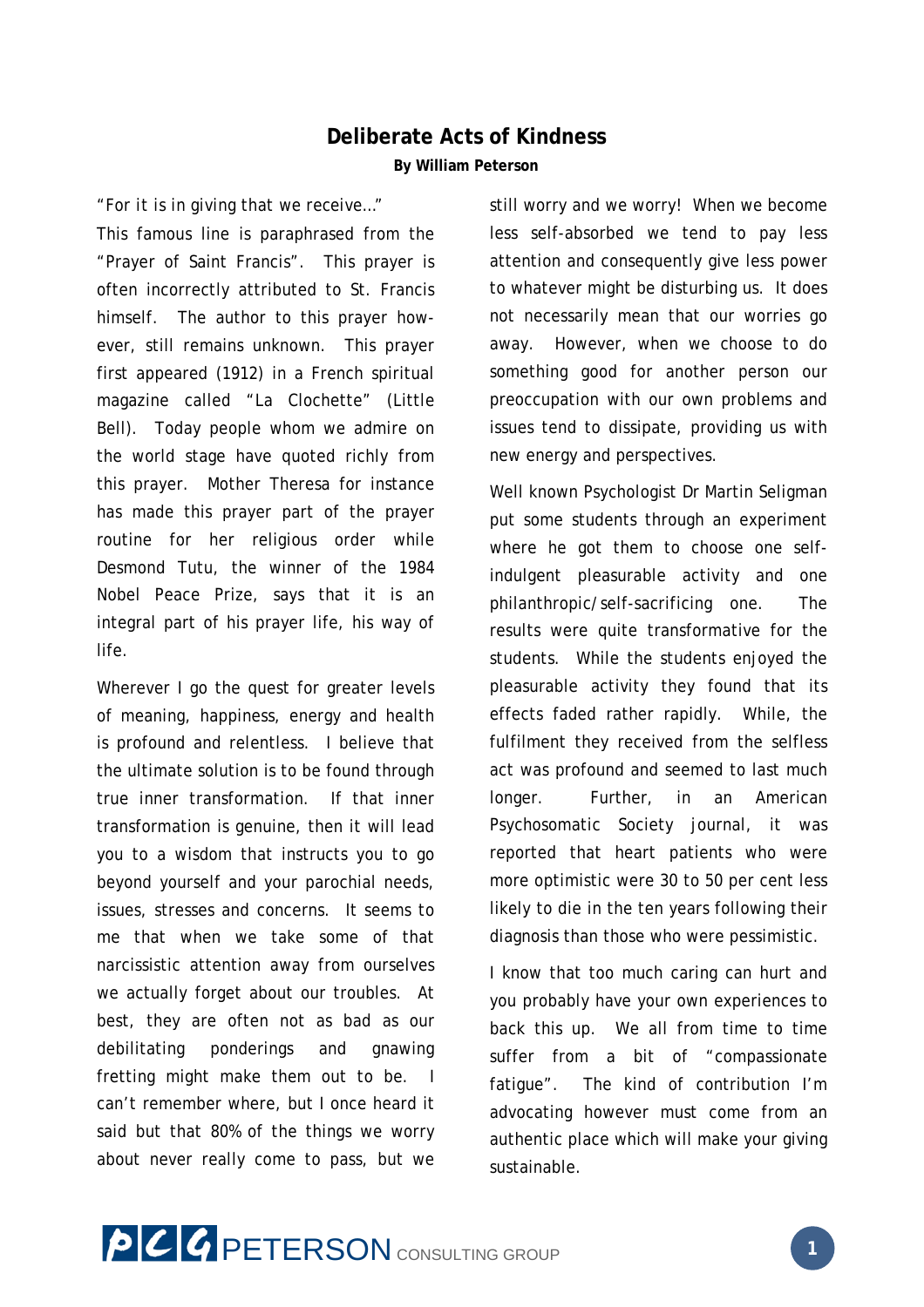# Deliberate Acts of Kindness

**By William Peterson**

"For it is in giving that we receive…"

This famous line is paraphrased from the "Prayer of Saint Francis". This prayer is often incorrectly attributed to St. Francis himself. The author to this prayer however, still remains unknown. This prayer first appeared (1912) in a French spiritual magazine called "La Clochette" (Little Bell). Today people whom we admire on the world stage have quoted richly from this prayer. Mother Theresa for instance has made this prayer part of the prayer routine for her religious order while Desmond Tutu, the winner of the 1984 Nobel Peace Prize, says that it is an integral part of his prayer life, his way of life.

Wherever I go the quest for greater levels of meaning, happiness, energy and health is profound and relentless. I believe that the ultimate solution is to be found through true inner transformation. If that inner transformation is genuine, then it will lead you to a wisdom that instructs you to go beyond yourself and your parochial needs, issues, stresses and concerns. It seems to me that when we take some of that narcissistic attention away from ourselves we actually forget about our troubles. At best, they are often not as bad as our debilitating ponderings and gnawing fretting might make them out to be. I can't remember where, but I once heard it said but that 80% of the things we worry about never really come to pass, but we still worry and we worry! When we become less self-absorbed we tend to pay less attention and consequently give less power to whatever might be disturbing us. It does not necessarily mean that our worries go away. However, when we choose to do something good for another person our preoccupation with our own problems and issues tend to dissipate, providing us with new energy and perspectives.

Well known Psychologist Dr Martin Seligman put some students through an experiment where he got them to choose one self-indulgent pleasurable activity and one philanthropic/self-sacrificing one. The results were quite transformative for the students. While the students enjoyed the pleasurable activity they found that its effects faded rather rapidly. While, the fulfilment they received from the selfless act was profound and seemed to last much longer. Further, in an American Psychosomatic Society journal, it was reported that heart patients who were more optimistic were 30 to 50 per cent less likely to die in the ten years following their diagnosis than those who were pessimistic.

I know that too much caring can hurt and you probably have your own experiences to back this up. We all from time to time suffer from a bit of "compassionate fatigue". The kind of contribution I'm advocating however must come from an authentic place which will make your giving sustainable.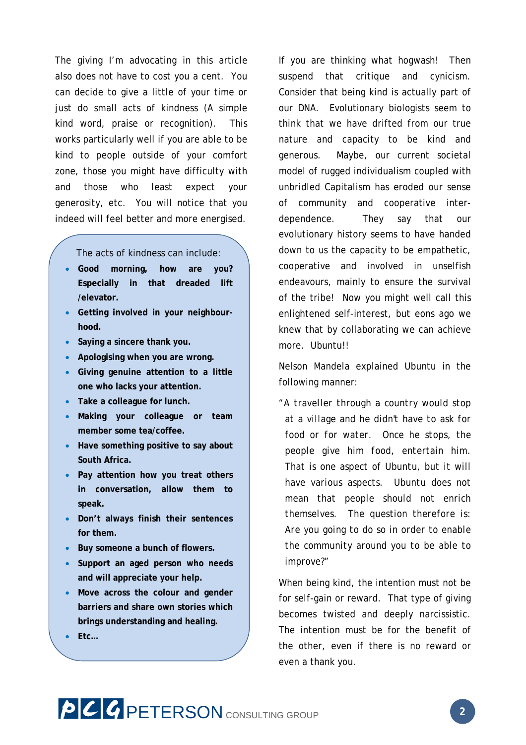The giving I'm advocating in this article also does not have to cost you a cent. You can decide to give a little of your time or just do small acts of kindness (A simple kind word, praise or recognition). This works particularly well if you are able to be kind to people outside of your comfort zone, those you might have difficulty with and those who least expect your generosity, etc. You will notice that you indeed will feel better and more energised.

The acts of kindness can include:

- **Good morning, how are you? Especially in that dreaded lift /elevator.**
- **Getting involved in your neighbourhood.**
- **Saying a sincere thank you.**
- **Apologising when you are wrong.**
- **Giving genuine attention to a little one who lacks your attention.**
- **Take a colleague for lunch.**
- **Making your colleague or team member some tea/coffee.**
- **Have something positive to say about South Africa.**
- **Pay attention how you treat others in conversation, allow them to speak.**
- **Don't always finish their sentences for them.**
- **Buy someone a bunch of flowers.**
- **Support an aged person who needs and will appreciate your help.**
- **Move across the colour and gender barriers and share own stories which brings understanding and healing.**
- **Etc…**

If you are thinking what hogwash! Then suspend that critique and cynicism. Consider that being kind is actually part of our DNA. Evolutionary biologists seem to think that we have drifted from our true nature and capacity to be kind and generous. Maybe, our current societal model of rugged individualism coupled with unbridled Capitalism has eroded our sense of community and cooperative inter-dependence. They say that our evolutionary history seems to have handed down to us the capacity to be empathetic, cooperative and involved in unselfish endeavours, mainly to ensure the survival of the tribe! Now you might well call this enlightened self-interest, but eons ago we knew that by collaborating we can achieve more. Ubuntu!!

Nelson Mandela explained Ubuntu in the following manner:

"A traveller through a country would stop at a village and he didn't have to ask for food or for water. Once he stops, the people give him food, entertain him. That is one aspect of Ubuntu, but it will have various aspects. Ubuntu does not mean that people should not enrich themselves. The question therefore is: Are you going to do so in order to enable the community around you to be able to improve?"

When being kind, the intention must not be for self-gain or reward. That type of giving becomes twisted and deeply narcissistic. The intention must be for the benefit of the other, even if there is no reward or even a thank you.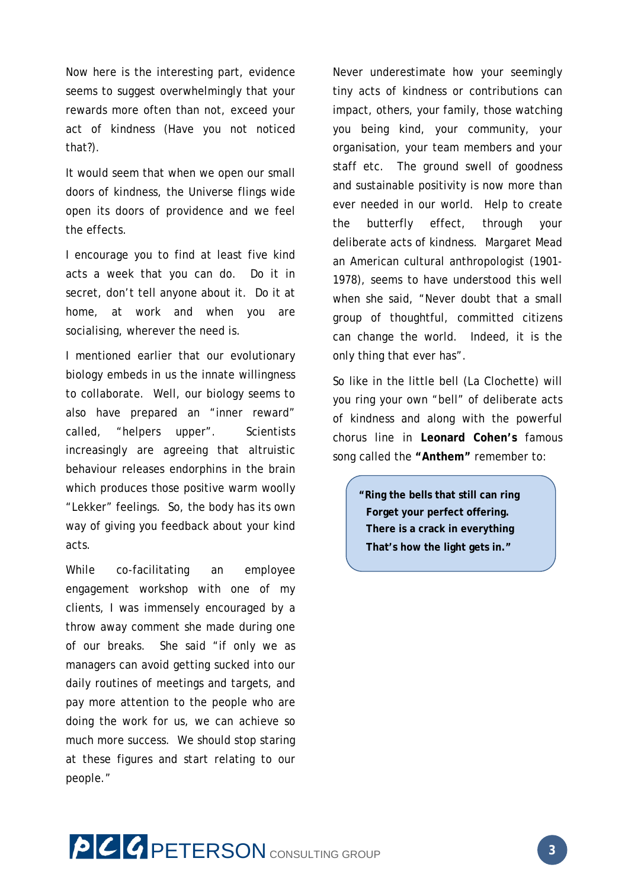Now here is the interesting part, evidence seems to suggest overwhelmingly that your rewards more often than not, exceed your act of kindness (Have you not noticed that?).

It would seem that when we open our small doors of kindness, the Universe flings wide open its doors of providence and we feel the effects.

I encourage you to find at least five kind acts a week that you can do. Do it in secret, don't tell anyone about it. Do it at home, at work and when you are socialising, wherever the need is.

I mentioned earlier that our evolutionary biology embeds in us the innate willingness to collaborate. Well, our biology seems to also have prepared an "inner reward" called, "helpers upper". Scientists increasingly are agreeing that altruistic behaviour releases endorphins in the brain which produces those positive warm woolly "Lekker" feelings. So, the body has its own way of giving you feedback about your kind acts.

While co-facilitating an employee engagement workshop with one of my clients, I was immensely encouraged by a throw away comment she made during one of our breaks. She said "if only we as managers can avoid getting sucked into our daily routines of meetings and targets, and pay more attention to the people who are doing the work for us, we can achieve so much more success. We should stop staring at these figures and start relating to our people."

Never underestimate how your seemingly tiny acts of kindness or contributions can impact, others, your family, those watching you being kind, your community, your organisation, your team members and your staff etc. The ground swell of goodness and sustainable positivity is now more than ever needed in our world. Help to create the butterfly effect, through your deliberate acts of kindness. Margaret Mead an American cultural anthropologist (1901-1978), seems to have understood this well when she said, "Never doubt that a small group of thoughtful, committed citizens can change the world. Indeed, it is the only thing that ever has".

So like in the little bell (La Clochette) will you ring your own "bell" of deliberate acts of kindness and along with the powerful chorus line in **Leonard Cohen's** famous song called the **"Anthem"** remember to:

> **"Ring the bells that still can ring**
> **Forget your perfect offering.**
> **There is a crack in everything**
> **That's how the light gets in."**